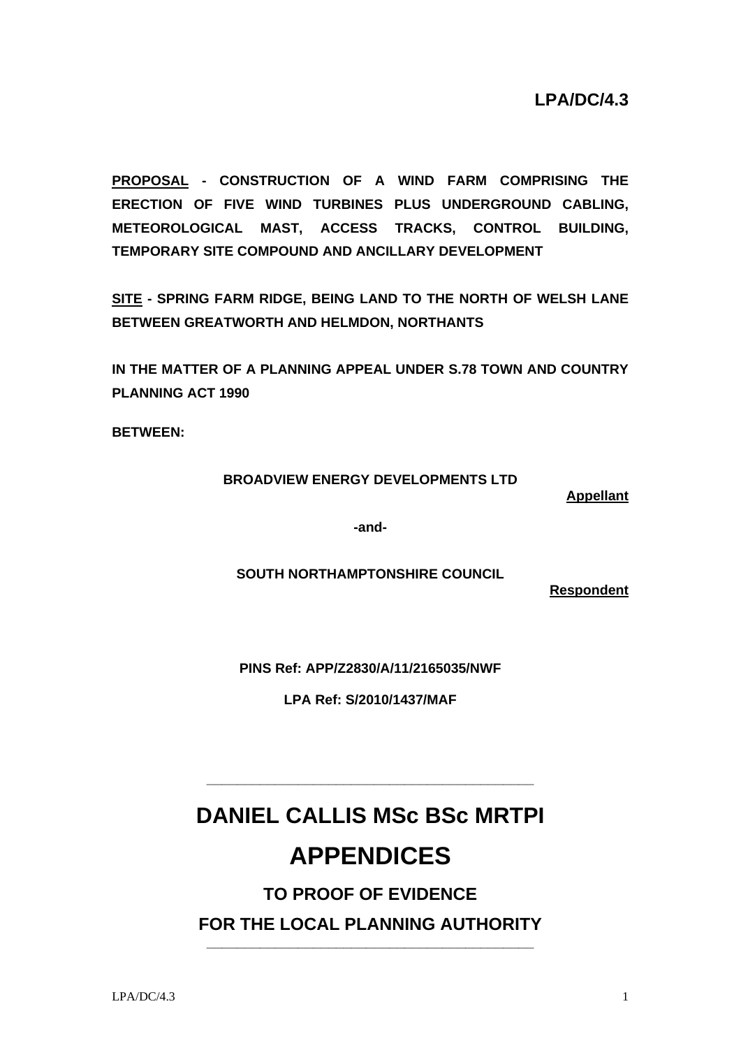**LPA/DC/4.3**

**<u>PROPOSAL</u> - CONSTRUCTION OF A WIND FARM COMPRISING THE ERECTION OF FIVE WIND TURBINES PLUS UNDERGROUND CABLING, METEOROLOGICAL MAST, ACCESS TRACKS, CONTROL BUILDING, TEMPORARY SITE COMPOUND AND ANCILLARY DEVELOPMENT**

**<u>SITE</u> - SPRING FARM RIDGE, BEING LAND TO THE NORTH OF WELSH LANE BETWEEN GREATWORTH AND HELMDON, NORTHANTS**

**IN THE MATTER OF A PLANNING APPEAL UNDER S.78 TOWN AND COUNTRY PLANNING ACT 1990**

**BETWEEN:**

**BROADVIEW ENERGY DEVELOPMENTS LTD**

**<u>Appellant</u>**

**-and-**

**SOUTH NORTHAMPTONSHIRE COUNCIL**

**<u>Respondent</u>**

**PINS Ref: APP/Z2830/A/11/2165035/NWF**

**LPA Ref: S/2010/1437/MAF**

---

# DANIEL CALLIS MSc BSc MRTPI

# APPENDICES

## TO PROOF OF EVIDENCE

## FOR THE LOCAL PLANNING AUTHORITY

---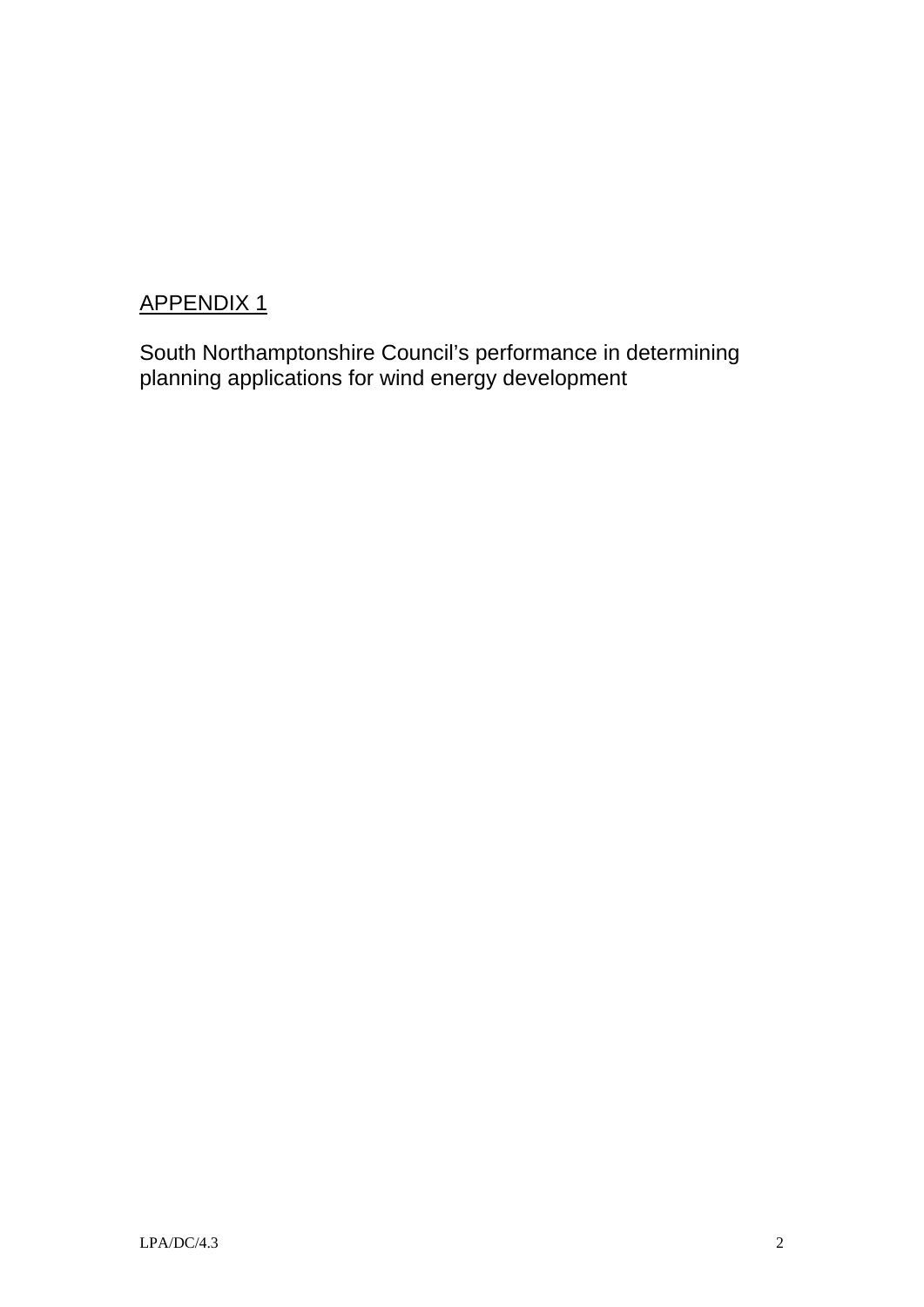APPENDIX 1

South Northamptonshire Council's performance in determining planning applications for wind energy development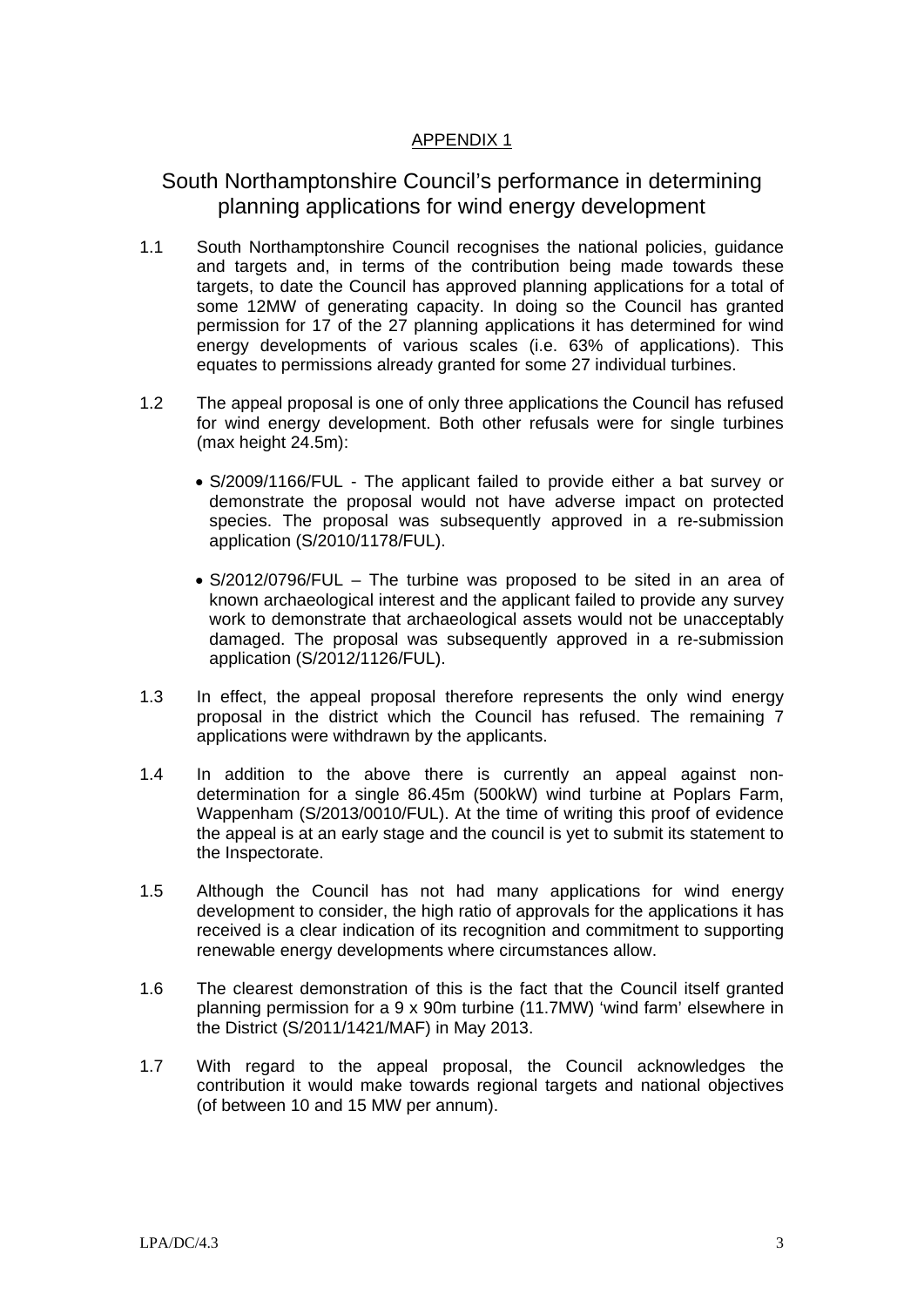APPENDIX 1

# South Northamptonshire Council's performance in determining planning applications for wind energy development

1.1 South Northamptonshire Council recognises the national policies, guidance and targets and, in terms of the contribution being made towards these targets, to date the Council has approved planning applications for a total of some 12MW of generating capacity. In doing so the Council has granted permission for 17 of the 27 planning applications it has determined for wind energy developments of various scales (i.e. 63% of applications). This equates to permissions already granted for some 27 individual turbines.

1.2 The appeal proposal is one of only three applications the Council has refused for wind energy development. Both other refusals were for single turbines (max height 24.5m):

- S/2009/1166/FUL - The applicant failed to provide either a bat survey or demonstrate the proposal would not have adverse impact on protected species. The proposal was subsequently approved in a re-submission application (S/2010/1178/FUL).
- S/2012/0796/FUL – The turbine was proposed to be sited in an area of known archaeological interest and the applicant failed to provide any survey work to demonstrate that archaeological assets would not be unacceptably damaged. The proposal was subsequently approved in a re-submission application (S/2012/1126/FUL).

1.3 In effect, the appeal proposal therefore represents the only wind energy proposal in the district which the Council has refused. The remaining 7 applications were withdrawn by the applicants.

1.4 In addition to the above there is currently an appeal against non-determination for a single 86.45m (500kW) wind turbine at Poplars Farm, Wappenham (S/2013/0010/FUL). At the time of writing this proof of evidence the appeal is at an early stage and the council is yet to submit its statement to the Inspectorate.

1.5 Although the Council has not had many applications for wind energy development to consider, the high ratio of approvals for the applications it has received is a clear indication of its recognition and commitment to supporting renewable energy developments where circumstances allow.

1.6 The clearest demonstration of this is the fact that the Council itself granted planning permission for a 9 x 90m turbine (11.7MW) 'wind farm' elsewhere in the District (S/2011/1421/MAF) in May 2013.

1.7 With regard to the appeal proposal, the Council acknowledges the contribution it would make towards regional targets and national objectives (of between 10 and 15 MW per annum).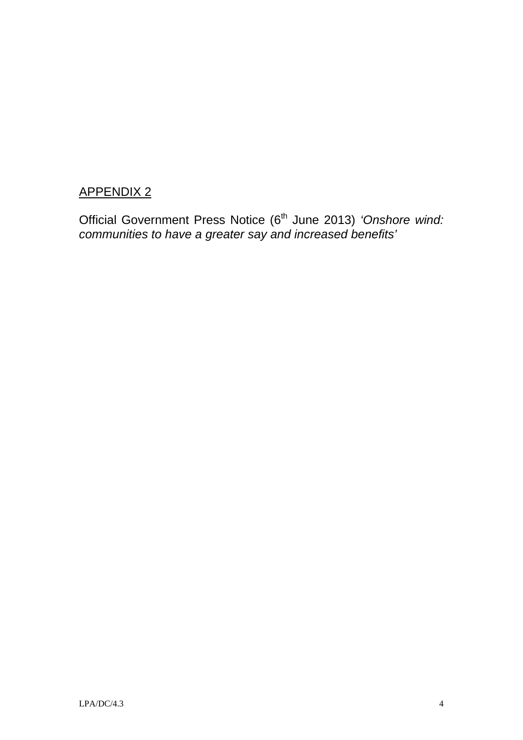<u>APPENDIX 2</u>

Official Government Press Notice (6th June 2013) *'Onshore wind: communities to have a greater say and increased benefits'*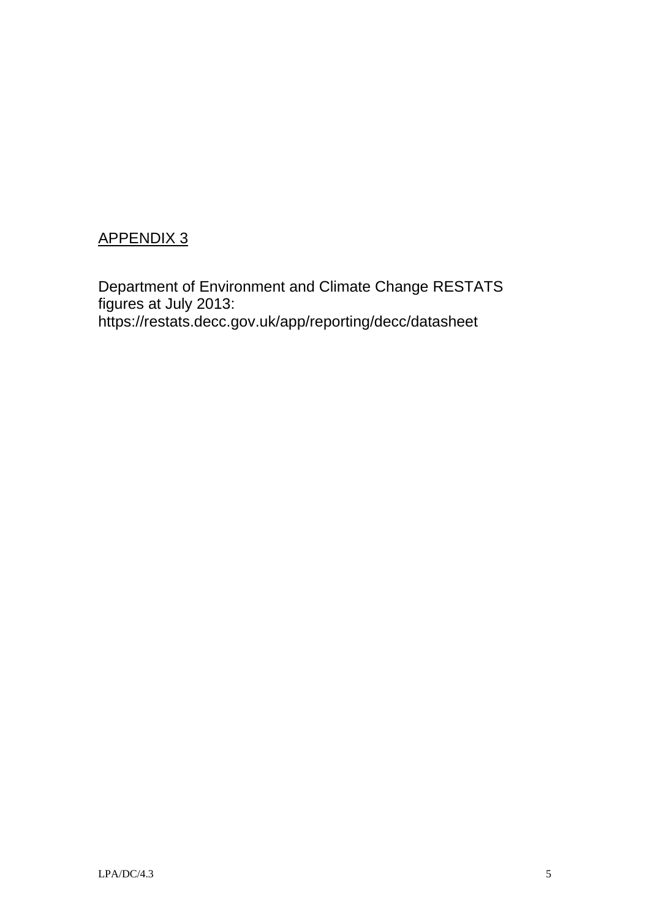## <u>APPENDIX 3</u>

Department of Environment and Climate Change RESTATS figures at July 2013:
https://restats.decc.gov.uk/app/reporting/decc/datasheet